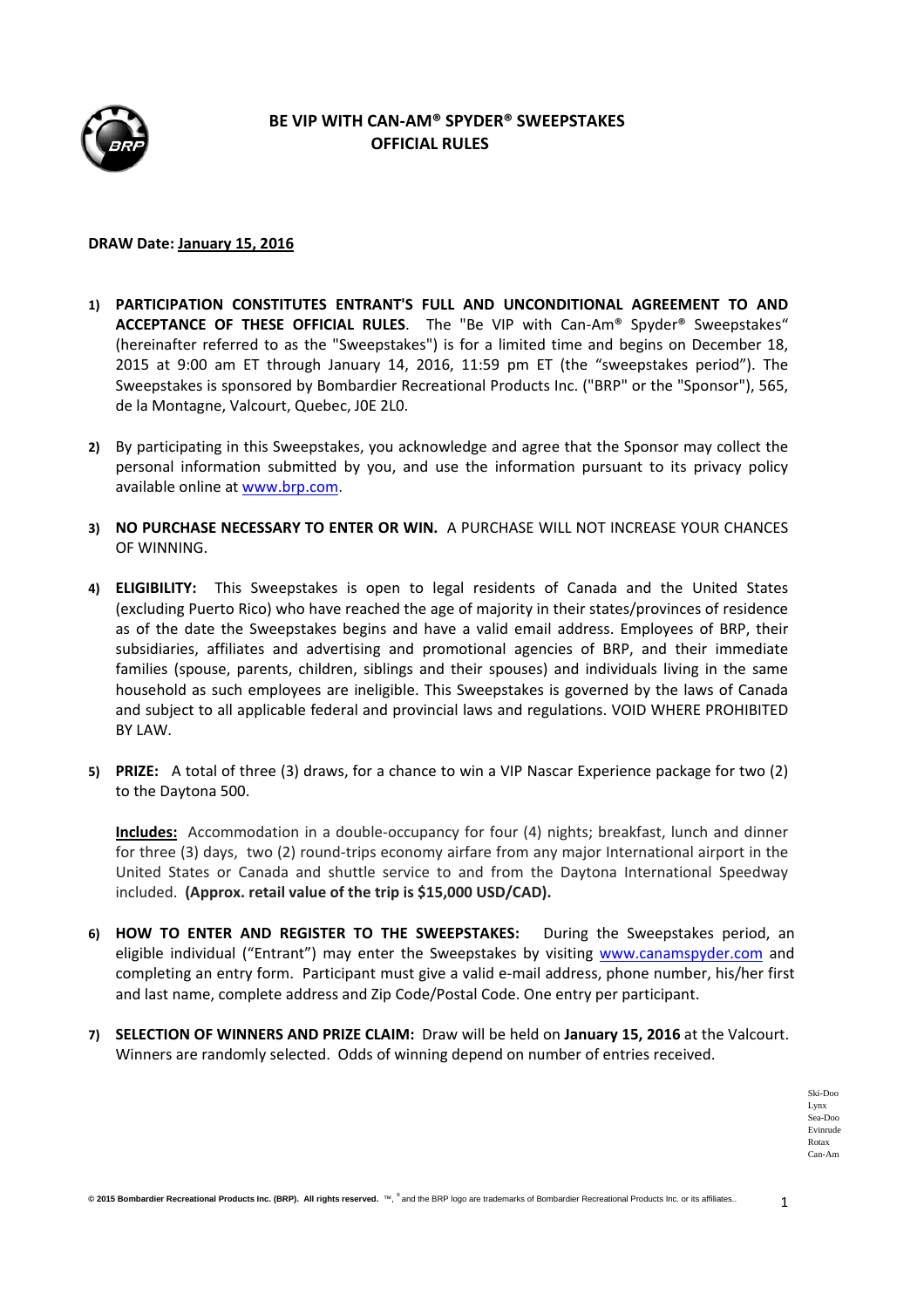# BE VIP WITH CAN-AM® SPYDER® SWEEPSTAKES
# OFFICIAL RULES

**DRAW Date: January 15, 2016**

1) **PARTICIPATION CONSTITUTES ENTRANT'S FULL AND UNCONDITIONAL AGREEMENT TO AND ACCEPTANCE OF THESE OFFICIAL RULES**. The "Be VIP with Can-Am® Spyder® Sweepstakes" (hereinafter referred to as the "Sweepstakes") is for a limited time and begins on December 18, 2015 at 9:00 am ET through January 14, 2016, 11:59 pm ET (the "sweepstakes period"). The Sweepstakes is sponsored by Bombardier Recreational Products Inc. ("BRP" or the "Sponsor"), 565, de la Montagne, Valcourt, Quebec, J0E 2L0.

2) By participating in this Sweepstakes, you acknowledge and agree that the Sponsor may collect the personal information submitted by you, and use the information pursuant to its privacy policy available online at www.brp.com.

3) **NO PURCHASE NECESSARY TO ENTER OR WIN.** A PURCHASE WILL NOT INCREASE YOUR CHANCES OF WINNING.

4) **ELIGIBILITY:** This Sweepstakes is open to legal residents of Canada and the United States (excluding Puerto Rico) who have reached the age of majority in their states/provinces of residence as of the date the Sweepstakes begins and have a valid email address. Employees of BRP, their subsidiaries, affiliates and advertising and promotional agencies of BRP, and their immediate families (spouse, parents, children, siblings and their spouses) and individuals living in the same household as such employees are ineligible. This Sweepstakes is governed by the laws of Canada and subject to all applicable federal and provincial laws and regulations. VOID WHERE PROHIBITED BY LAW.

5) **PRIZE:** A total of three (3) draws, for a chance to win a VIP Nascar Experience package for two (2) to the Daytona 500.

   **Includes:** Accommodation in a double-occupancy for four (4) nights; breakfast, lunch and dinner for three (3) days, two (2) round-trips economy airfare from any major International airport in the United States or Canada and shuttle service to and from the Daytona International Speedway included. **(Approx. retail value of the trip is $15,000 USD/CAD).**

6) **HOW TO ENTER AND REGISTER TO THE SWEEPSTAKES:** During the Sweepstakes period, an eligible individual ("Entrant") may enter the Sweepstakes by visiting www.canamspyder.com and completing an entry form. Participant must give a valid e-mail address, phone number, his/her first and last name, complete address and Zip Code/Postal Code. One entry per participant.

7) **SELECTION OF WINNERS AND PRIZE CLAIM:** Draw will be held on **January 15, 2016** at the Valcourt. Winners are randomly selected. Odds of winning depend on number of entries received.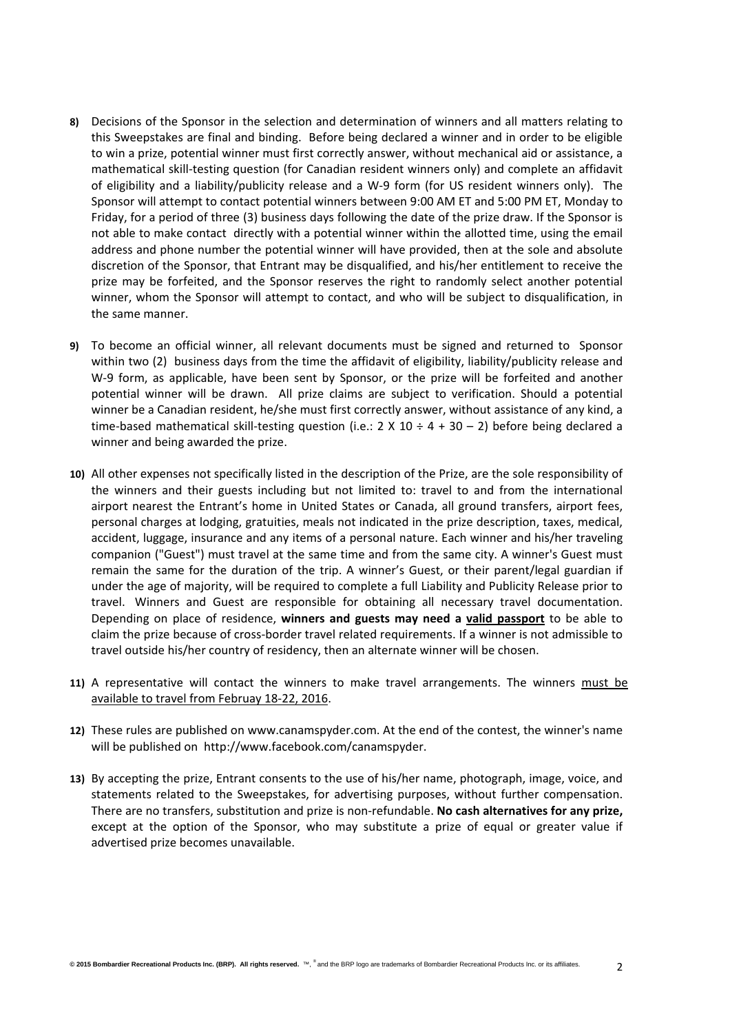8) Decisions of the Sponsor in the selection and determination of winners and all matters relating to this Sweepstakes are final and binding. Before being declared a winner and in order to be eligible to win a prize, potential winner must first correctly answer, without mechanical aid or assistance, a mathematical skill-testing question (for Canadian resident winners only) and complete an affidavit of eligibility and a liability/publicity release and a W-9 form (for US resident winners only). The Sponsor will attempt to contact potential winners between 9:00 AM ET and 5:00 PM ET, Monday to Friday, for a period of three (3) business days following the date of the prize draw. If the Sponsor is not able to make contact directly with a potential winner within the allotted time, using the email address and phone number the potential winner will have provided, then at the sole and absolute discretion of the Sponsor, that Entrant may be disqualified, and his/her entitlement to receive the prize may be forfeited, and the Sponsor reserves the right to randomly select another potential winner, whom the Sponsor will attempt to contact, and who will be subject to disqualification, in the same manner.

9) To become an official winner, all relevant documents must be signed and returned to Sponsor within two (2) business days from the time the affidavit of eligibility, liability/publicity release and W-9 form, as applicable, have been sent by Sponsor, or the prize will be forfeited and another potential winner will be drawn. All prize claims are subject to verification. Should a potential winner be a Canadian resident, he/she must first correctly answer, without assistance of any kind, a time-based mathematical skill-testing question (i.e.: 2 X 10 ÷ 4 + 30 – 2) before being declared a winner and being awarded the prize.

10) All other expenses not specifically listed in the description of the Prize, are the sole responsibility of the winners and their guests including but not limited to: travel to and from the international airport nearest the Entrant's home in United States or Canada, all ground transfers, airport fees, personal charges at lodging, gratuities, meals not indicated in the prize description, taxes, medical, accident, luggage, insurance and any items of a personal nature. Each winner and his/her traveling companion ("Guest") must travel at the same time and from the same city. A winner's Guest must remain the same for the duration of the trip. A winner's Guest, or their parent/legal guardian if under the age of majority, will be required to complete a full Liability and Publicity Release prior to travel. Winners and Guest are responsible for obtaining all necessary travel documentation. Depending on place of residence, **winners and guests may need a <u>valid passport</u>** to be able to claim the prize because of cross-border travel related requirements. If a winner is not admissible to travel outside his/her country of residency, then an alternate winner will be chosen.

11) A representative will contact the winners to make travel arrangements. The winners <u>must be available to travel from Februay 18-22, 2016</u>.

12) These rules are published on www.canamspyder.com. At the end of the contest, the winner's name will be published on http://www.facebook.com/canamspyder.

13) By accepting the prize, Entrant consents to the use of his/her name, photograph, image, voice, and statements related to the Sweepstakes, for advertising purposes, without further compensation. There are no transfers, substitution and prize is non-refundable. **No cash alternatives for any prize,** except at the option of the Sponsor, who may substitute a prize of equal or greater value if advertised prize becomes unavailable.

**© 2015 Bombardier Recreational Products Inc. (BRP). All rights reserved.** ™, ® and the BRP logo are trademarks of Bombardier Recreational Products Inc. or its affiliates.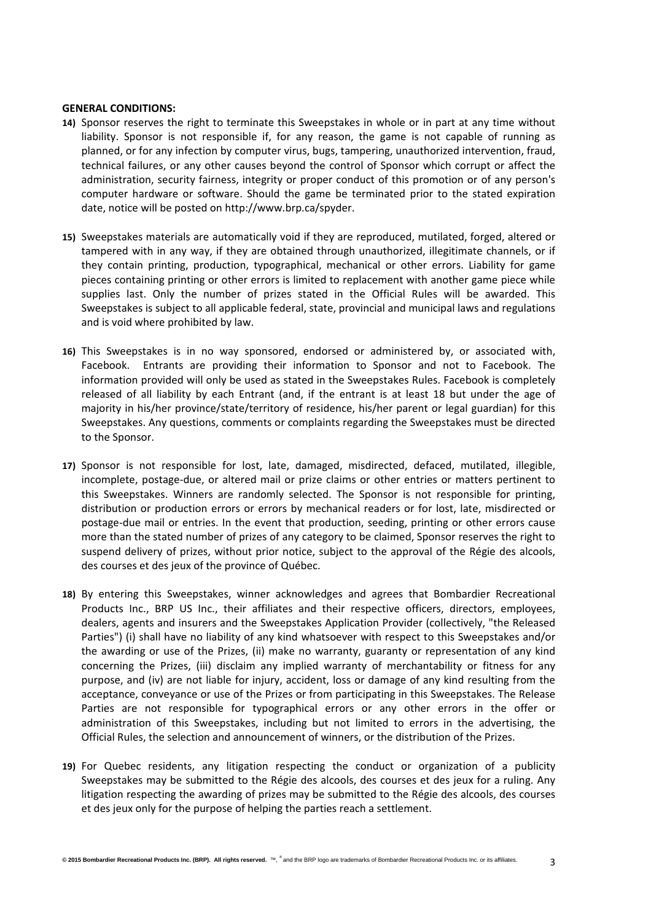**GENERAL CONDITIONS:**

14) Sponsor reserves the right to terminate this Sweepstakes in whole or in part at any time without liability. Sponsor is not responsible if, for any reason, the game is not capable of running as planned, or for any infection by computer virus, bugs, tampering, unauthorized intervention, fraud, technical failures, or any other causes beyond the control of Sponsor which corrupt or affect the administration, security fairness, integrity or proper conduct of this promotion or of any person's computer hardware or software. Should the game be terminated prior to the stated expiration date, notice will be posted on http://www.brp.ca/spyder.

15) Sweepstakes materials are automatically void if they are reproduced, mutilated, forged, altered or tampered with in any way, if they are obtained through unauthorized, illegitimate channels, or if they contain printing, production, typographical, mechanical or other errors. Liability for game pieces containing printing or other errors is limited to replacement with another game piece while supplies last. Only the number of prizes stated in the Official Rules will be awarded. This Sweepstakes is subject to all applicable federal, state, provincial and municipal laws and regulations and is void where prohibited by law.

16) This Sweepstakes is in no way sponsored, endorsed or administered by, or associated with, Facebook. Entrants are providing their information to Sponsor and not to Facebook. The information provided will only be used as stated in the Sweepstakes Rules. Facebook is completely released of all liability by each Entrant (and, if the entrant is at least 18 but under the age of majority in his/her province/state/territory of residence, his/her parent or legal guardian) for this Sweepstakes. Any questions, comments or complaints regarding the Sweepstakes must be directed to the Sponsor.

17) Sponsor is not responsible for lost, late, damaged, misdirected, defaced, mutilated, illegible, incomplete, postage-due, or altered mail or prize claims or other entries or matters pertinent to this Sweepstakes. Winners are randomly selected. The Sponsor is not responsible for printing, distribution or production errors or errors by mechanical readers or for lost, late, misdirected or postage-due mail or entries. In the event that production, seeding, printing or other errors cause more than the stated number of prizes of any category to be claimed, Sponsor reserves the right to suspend delivery of prizes, without prior notice, subject to the approval of the Régie des alcools, des courses et des jeux of the province of Québec.

18) By entering this Sweepstakes, winner acknowledges and agrees that Bombardier Recreational Products Inc., BRP US Inc., their affiliates and their respective officers, directors, employees, dealers, agents and insurers and the Sweepstakes Application Provider (collectively, "the Released Parties") (i) shall have no liability of any kind whatsoever with respect to this Sweepstakes and/or the awarding or use of the Prizes, (ii) make no warranty, guaranty or representation of any kind concerning the Prizes, (iii) disclaim any implied warranty of merchantability or fitness for any purpose, and (iv) are not liable for injury, accident, loss or damage of any kind resulting from the acceptance, conveyance or use of the Prizes or from participating in this Sweepstakes. The Release Parties are not responsible for typographical errors or any other errors in the offer or administration of this Sweepstakes, including but not limited to errors in the advertising, the Official Rules, the selection and announcement of winners, or the distribution of the Prizes.

19) For Quebec residents, any litigation respecting the conduct or organization of a publicity Sweepstakes may be submitted to the Régie des alcools, des courses et des jeux for a ruling. Any litigation respecting the awarding of prizes may be submitted to the Régie des alcools, des courses et des jeux only for the purpose of helping the parties reach a settlement.

**© 2015 Bombardier Recreational Products Inc. (BRP). All rights reserved.** ™, ® and the BRP logo are trademarks of Bombardier Recreational Products Inc. or its affiliates.